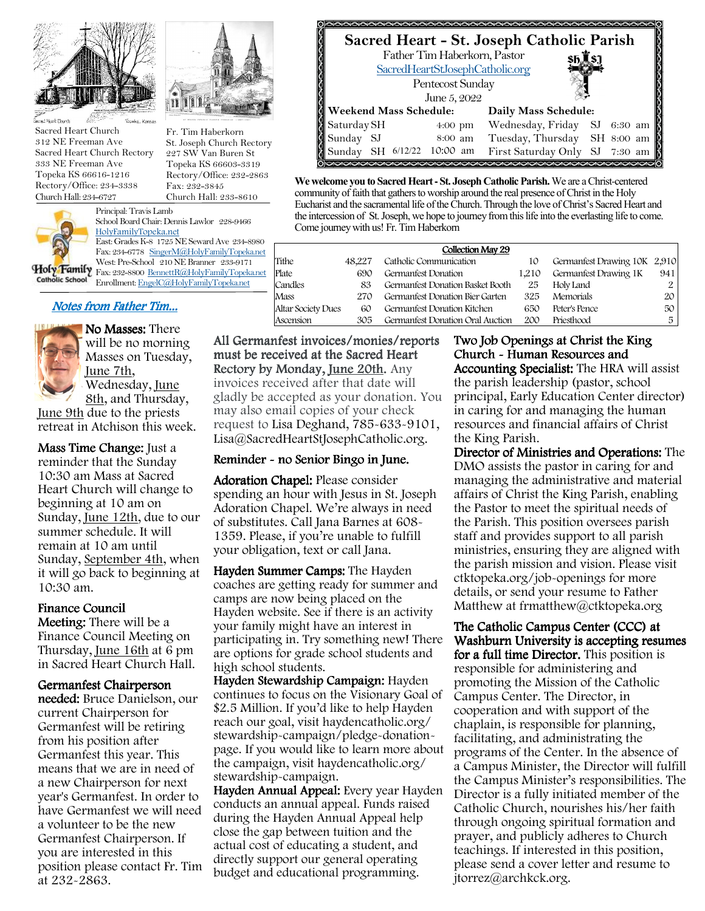Sacred Heart Church
312 NE Freeman Ave
Sacred Heart Church Rectory
333 NE Freeman Ave
Topeka KS 66616-1216
Rectory/Office: 234-3338
Church Hall: 234-6727

Fr. Tim Haberkorn
St. Joseph Church Rectory
227 SW Van Buren St
Topeka KS 66603-3319
Rectory/Office: 232-2863
Fax: 232-3845
Church Hall: 233-8610

# Sacred Heart - St. Joseph Catholic Parish

Father Tim Haberkorn, Pastor
SacredHeartStJosephCatholic.org
Pentecost Sunday
June 5, 2022

| Weekend Mass Schedule: | | | Daily Mass Schedule: | | |
|---|---|---|---|---|---|
| Saturday SH | | 4:00 pm | Wednesday, Friday | SJ | 6:30 am |
| Sunday SJ | | 8:00 am | Tuesday, Thursday | SH | 8:00 am |
| Sunday SH | 6/12/22 | 10:00 am | First Saturday Only | SJ | 7:30 am |

Principal: Travis Lamb
School Board Chair: Dennis Lawlor 228-9466
HolyFamilyTopeka.net
East: Grades K-8 1725 NE Seward Ave 234-8980
Fax: 234-6778 SingerM@HolyFamilyTopeka.net
West: Pre-School 210 NE Branner 233-9171
Fax: 232-8800 BennettR@HolyFamilyTopeka.net
Enrollment: EngelC@HolyFamilyTopeka.net

Holy Family Catholic School

**We welcome you to Sacred Heart - St. Joseph Catholic Parish.** We are a Christ-centered community of faith that gathers to worship around the real presence of Christ in the Holy Eucharist and the sacramental life of the Church. Through the love of Christ's Sacred Heart and the intercession of St. Joseph, we hope to journey from this life into the everlasting life to come. Come journey with us! Fr. Tim Haberkorn

**Collection May 29**

| | | | | | |
|---|---|---|---|---|---|
| Tithe | 48,227 | Catholic Communication | 10 | Germanfest Drawing 10K | 2,910 |
| Plate | 690 | Germanfest Donation | 1,210 | Germanfest Drawing 1K | 941 |
| Candles | 83 | Germanfest Donation Basket Booth | 25 | Holy Land | 2 |
| Mass | 270 | Germanfest Donation Bier Garten | 325 | Memorials | 20 |
| Altar Society Dues | 60 | Germanfest Donation Kitchen | 650 | Peter's Pence | 50 |
| Ascension | 305 | Germanfest Donation Oral Auction | 200 | Priesthood | 5 |

## *Notes from Father Tim...*

**No Masses:** There will be no morning Masses on Tuesday, June 7th, Wednesday, June 8th, and Thursday, June 9th due to the priests retreat in Atchison this week.

**Mass Time Change:** Just a reminder that the Sunday 10:30 am Mass at Sacred Heart Church will change to beginning at 10 am on Sunday, June 12th, due to our summer schedule. It will remain at 10 am until Sunday, September 4th, when it will go back to beginning at 10:30 am.

**Finance Council Meeting:** There will be a Finance Council Meeting on Thursday, June 16th at 6 pm in Sacred Heart Church Hall.

**Germanfest Chairperson needed:** Bruce Danielson, our current Chairperson for Germanfest will be retiring from his position after Germanfest this year. This means that we are in need of a new Chairperson for next year's Germanfest. In order to have Germanfest we will need a volunteer to be the new Germanfest Chairperson. If you are interested in this position please contact Fr. Tim at 232-2863.

**All Germanfest invoices/monies/reports must be received at the Sacred Heart Rectory by Monday, June 20th.** Any invoices received after that date will gladly be accepted as your donation. You may also email copies of your check request to Lisa Deghand, 785-633-9101, Lisa@SacredHeartStJosephCatholic.org.

**Reminder - no Senior Bingo in June.**

**Adoration Chapel:** Please consider spending an hour with Jesus in St. Joseph Adoration Chapel. We're always in need of substitutes. Call Jana Barnes at 608-1359. Please, if you're unable to fulfill your obligation, text or call Jana.

**Hayden Summer Camps:** The Hayden coaches are getting ready for summer and camps are now being placed on the Hayden website. See if there is an activity your family might have an interest in participating in. Try something new! There are options for grade school students and high school students.

**Hayden Stewardship Campaign:** Hayden continues to focus on the Visionary Goal of $2.5 Million. If you'd like to help Hayden reach our goal, visit haydencatholic.org/stewardship-campaign/pledge-donation-page. If you would like to learn more about the campaign, visit haydencatholic.org/stewardship-campaign.

**Hayden Annual Appeal:** Every year Hayden conducts an annual appeal. Funds raised during the Hayden Annual Appeal help close the gap between tuition and the actual cost of educating a student, and directly support our general operating budget and educational programming.

**Two Job Openings at Christ the King Church - Human Resources and Accounting Specialist:** The HRA will assist the parish leadership (pastor, school principal, Early Education Center director) in caring for and managing the human resources and financial affairs of Christ the King Parish.

**Director of Ministries and Operations:** The DMO assists the pastor in caring for and managing the administrative and material affairs of Christ the King Parish, enabling the Pastor to meet the spiritual needs of the Parish. This position oversees parish staff and provides support to all parish ministries, ensuring they are aligned with the parish mission and vision. Please visit ctktopeka.org/job-openings for more details, or send your resume to Father Matthew at frmatthew@ctktopeka.org

**The Catholic Campus Center (CCC) at Washburn University is accepting resumes for a full time Director.** This position is responsible for administering and promoting the Mission of the Catholic Campus Center. The Director, in cooperation and with support of the chaplain, is responsible for planning, facilitating, and administrating the programs of the Center. In the absence of a Campus Minister, the Director will fulfill the Campus Minister's responsibilities. The Director is a fully initiated member of the Catholic Church, nourishes his/her faith through ongoing spiritual formation and prayer, and publicly adheres to Church teachings. If interested in this position, please send a cover letter and resume to jtorrez@archkck.org.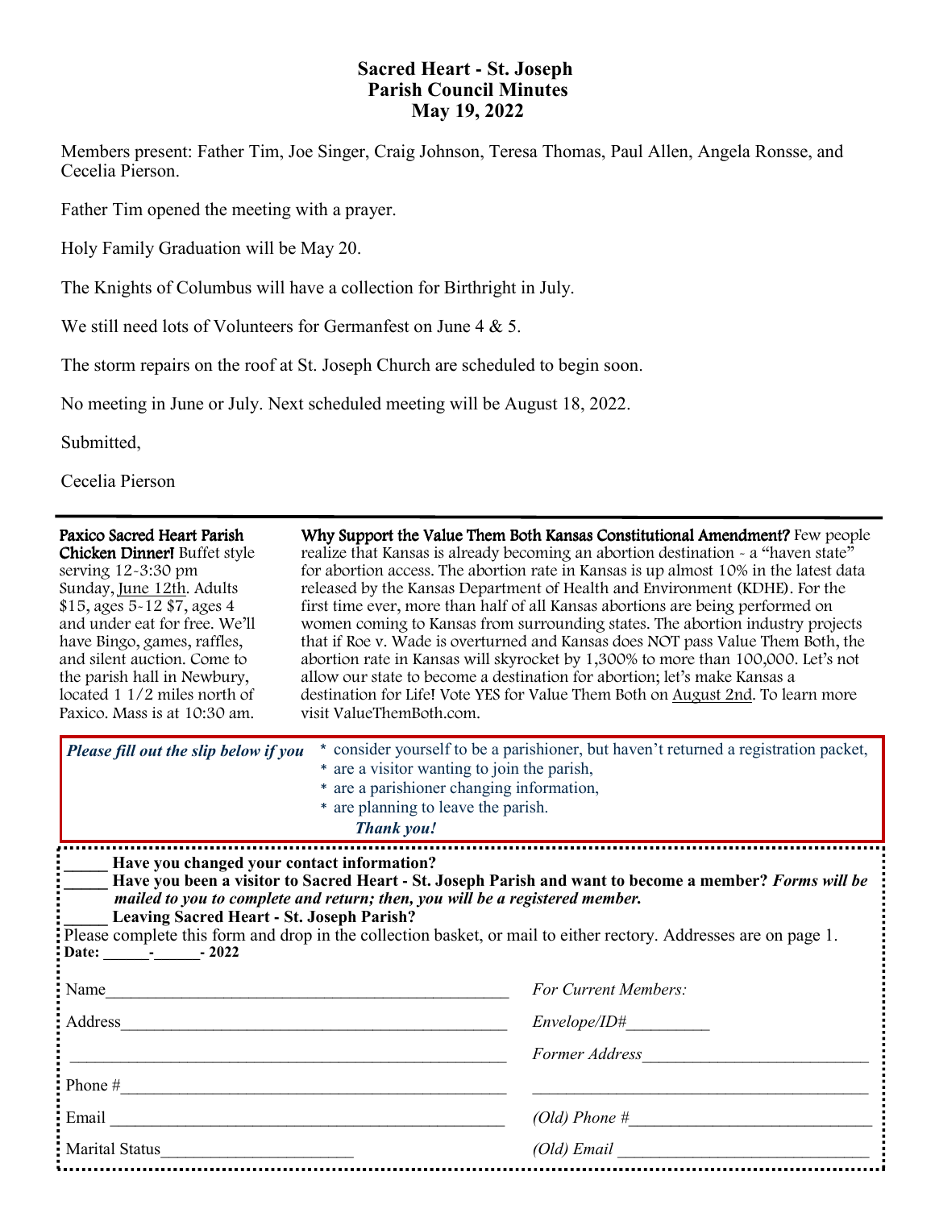# Sacred Heart - St. Joseph
## Parish Council Minutes
## May 19, 2022

Members present: Father Tim, Joe Singer, Craig Johnson, Teresa Thomas, Paul Allen, Angela Ronsse, and Cecelia Pierson.

Father Tim opened the meeting with a prayer.

Holy Family Graduation will be May 20.

The Knights of Columbus will have a collection for Birthright in July.

We still need lots of Volunteers for Germanfest on June 4 & 5.

The storm repairs on the roof at St. Joseph Church are scheduled to begin soon.

No meeting in June or July. Next scheduled meeting will be August 18, 2022.

Submitted,

Cecelia Pierson

---

**Paxico Sacred Heart Parish Chicken Dinner!** Buffet style serving 12-3:30 pm Sunday, June 12th. Adults $15, ages 5-12 $7, ages 4 and under eat for free. We'll have Bingo, games, raffles, and silent auction. Come to the parish hall in Newbury, located 1 1/2 miles north of Paxico. Mass is at 10:30 am.

**Why Support the Value Them Both Kansas Constitutional Amendment?** Few people realize that Kansas is already becoming an abortion destination - a "haven state" for abortion access. The abortion rate in Kansas is up almost 10% in the latest data released by the Kansas Department of Health and Environment (KDHE). For the first time ever, more than half of all Kansas abortions are being performed on women coming to Kansas from surrounding states. The abortion industry projects that if Roe v. Wade is overturned and Kansas does NOT pass Value Them Both, the abortion rate in Kansas will skyrocket by 1,300% to more than 100,000. Let's not allow our state to become a destination for abortion; let's make Kansas a destination for Life! Vote YES for Value Them Both on August 2nd. To learn more visit ValueThemBoth.com.

***Please fill out the slip below if you***
* consider yourself to be a parishioner, but haven't returned a registration packet,
* are a visitor wanting to join the parish,
* are a parishioner changing information,
* are planning to leave the parish.

***Thank you!***

_____ **Have you changed your contact information?**
_____ **Have you been a visitor to Sacred Heart - St. Joseph Parish and want to become a member?** ***Forms will be mailed to you to complete and return; then, you will be a registered member.***
_____ **Leaving Sacred Heart - St. Joseph Parish?**

Please complete this form and drop in the collection basket, or mail to either rectory. Addresses are on page 1.

**Date: ______-______- 2022**

Name_______________________________________________

Address_____________________________________________

___________________________________________________

Phone #_____________________________________________

Email ______________________________________________

Marital Status_______________________

*For Current Members:*

*Envelope/ID#*__________

*Former Address*___________________________

___________________________________________

*(Old) Phone #*_____________________________

*(Old) Email* ______________________________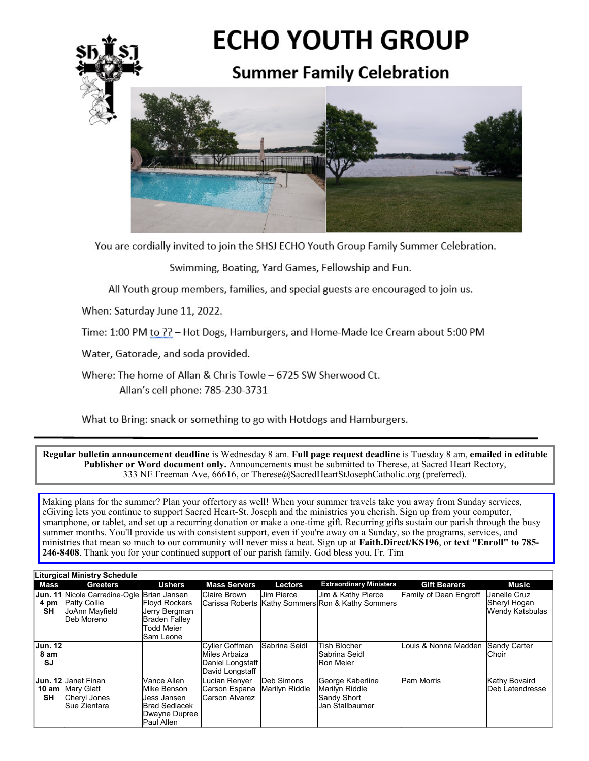# ECHO YOUTH GROUP

## Summer Family Celebration

You are cordially invited to join the SHSJ ECHO Youth Group Family Summer Celebration.

Swimming, Boating, Yard Games, Fellowship and Fun.

All Youth group members, families, and special guests are encouraged to join us.

When: Saturday June 11, 2022.

Time: 1:00 PM to ?? – Hot Dogs, Hamburgers, and Home-Made Ice Cream about 5:00 PM

Water, Gatorade, and soda provided.

Where: The home of Allan & Chris Towle – 6725 SW Sherwood Ct.
Allan's cell phone: 785-230-3731

What to Bring: snack or something to go with Hotdogs and Hamburgers.

---

**Regular bulletin announcement deadline** is Wednesday 8 am. **Full page request deadline** is Tuesday 8 am, **emailed in editable Publisher or Word document only.** Announcements must be submitted to Therese, at Sacred Heart Rectory, 333 NE Freeman Ave, 66616, or Therese@SacredHeartStJosephCatholic.org (preferred).

Making plans for the summer? Plan your offertory as well! When your summer travels take you away from Sunday services, eGiving lets you continue to support Sacred Heart-St. Joseph and the ministries you cherish. Sign up from your computer, smartphone, or tablet, and set up a recurring donation or make a one-time gift. Recurring gifts sustain our parish through the busy summer months. You'll provide us with consistent support, even if you're away on a Sunday, so the programs, services, and ministries that mean so much to our community will never miss a beat. Sign up at **Faith.Direct/KS196**, or **text "Enroll" to 785-246-8408**. Thank you for your continued support of our parish family. God bless you, Fr. Tim

**Liturgical Ministry Schedule**

| Mass | Greeters | Ushers | Mass Servers | Lectors | Extraordinary Ministers | Gift Bearers | Music |
|---|---|---|---|---|---|---|---|
| **Jun. 11 4 pm SH** | Nicole Carradine-Ogle<br>Patty Collie<br>JoAnn Mayfield<br>Deb Moreno | Brian Jansen<br>Floyd Rockers<br>Jerry Bergman<br>Braden Falley<br>Todd Meier<br>Sam Leone | Claire Brown<br>Carissa Roberts | Jim Pierce<br>Kathy Sommers | Jim & Kathy Pierce<br>Ron & Kathy Sommers | Family of Dean Engroff | Janelle Cruz<br>Sheryl Hogan<br>Wendy Katsbulas |
| **Jun. 12 8 am SJ** | | | Cylier Coffman<br>Miles Arbaiza<br>Daniel Longstaff<br>David Longstaff | Sabrina Seidl | Tish Blocher<br>Sabrina Seidl<br>Ron Meier | Louis & Nonna Madden | Sandy Carter<br>Choir |
| **Jun. 12 10 am SH** | Janet Finan<br>Mary Glatt<br>Cheryl Jones<br>Sue Zientara | Vance Allen<br>Mike Benson<br>Jess Jansen<br>Brad Sedlacek<br>Dwayne Dupree<br>Paul Allen | Lucian Renyer<br>Carson Espana<br>Carson Alvarez | Deb Simons<br>Marilyn Riddle | George Kaberline<br>Marilyn Riddle<br>Sandy Short<br>Jan Stallbaumer | Pam Morris | Kathy Bovaird<br>Deb Latendresse |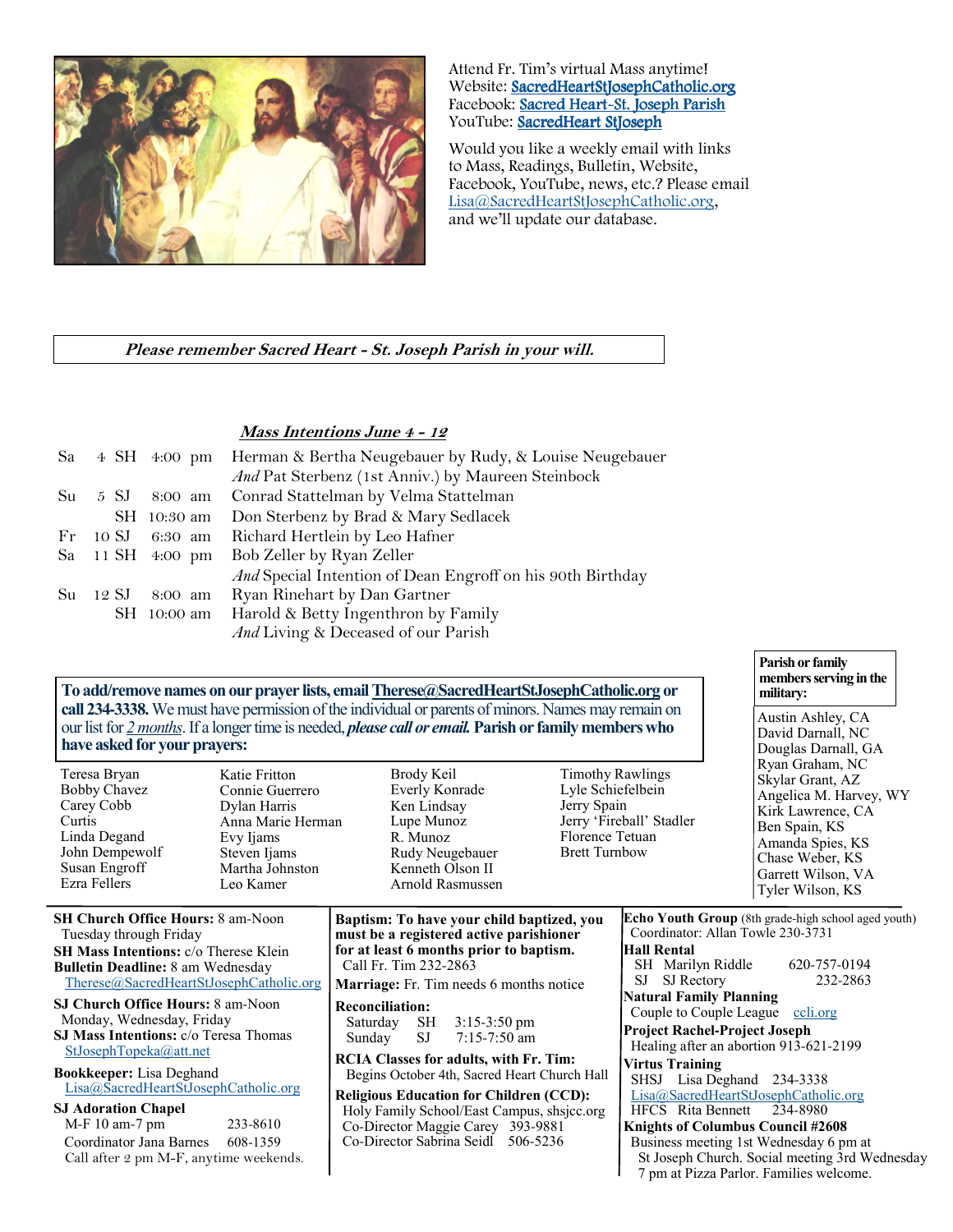Attend Fr. Tim's virtual Mass anytime!
Website: SacredHeartStJosephCatholic.org
Facebook: Sacred Heart-St. Joseph Parish
YouTube: SacredHeart StJoseph

Would you like a weekly email with links to Mass, Readings, Bulletin, Website, Facebook, YouTube, news, etc.? Please email Lisa@SacredHeartStJosephCatholic.org, and we'll update our database.

***Please remember Sacred Heart - St. Joseph Parish in your will.***

## *Mass Intentions June 4 - 12*

| | | | | |
|---|---|---|---|---|
| Sa | 4 | SH | 4:00 pm | Herman & Bertha Neugebauer by Rudy, & Louise Neugebauer |
| | | | | *And* Pat Sterbenz (1st Anniv.) by Maureen Steinbock |
| Su | 5 | SJ | 8:00 am | Conrad Stattelman by Velma Stattelman |
| | | SH | 10:30 am | Don Sterbenz by Brad & Mary Sedlacek |
| Fr | 10 | SJ | 6:30 am | Richard Hertlein by Leo Hafner |
| Sa | 11 | SH | 4:00 pm | Bob Zeller by Ryan Zeller |
| | | | | *And* Special Intention of Dean Engroff on his 90th Birthday |
| Su | 12 | SJ | 8:00 am | Ryan Rinehart by Dan Gartner |
| | | SH | 10:00 am | Harold & Betty Ingenthron by Family |
| | | | | *And* Living & Deceased of our Parish |

**To add/remove names on our prayer lists, email Therese@SacredHeartStJosephCatholic.org or call 234-3338.** We must have permission of the individual or parents of minors. Names may remain on our list for *2 months*. If a longer time is needed, ***please call or email.*** **Parish or family members who have asked for your prayers:**

Teresa Bryan
Bobby Chavez
Carey Cobb
Curtis
Linda Degand
John Dempewolf
Susan Engroff
Ezra Fellers
Katie Fritton
Connie Guerrero
Dylan Harris
Anna Marie Herman
Evy Ijams
Steven Ijams
Martha Johnston
Leo Kamer
Brody Keil
Everly Konrade
Ken Lindsay
Lupe Munoz
R. Munoz
Rudy Neugebauer
Kenneth Olson II
Arnold Rasmussen
Timothy Rawlings
Lyle Schiefelbein
Jerry Spain
Jerry 'Fireball' Stadler
Florence Tetuan
Brett Turnbow

**Parish or family members serving in the military:**

Austin Ashley, CA
David Darnall, NC
Douglas Darnall, GA
Ryan Graham, NC
Skylar Grant, AZ
Angelica M. Harvey, WY
Kirk Lawrence, CA
Ben Spain, KS
Amanda Spies, KS
Chase Weber, KS
Garrett Wilson, VA
Tyler Wilson, KS

**SH Church Office Hours:** 8 am-Noon Tuesday through Friday
**SH Mass Intentions:** c/o Therese Klein
**Bulletin Deadline:** 8 am Wednesday
Therese@SacredHeartStJosephCatholic.org

**SJ Church Office Hours:** 8 am-Noon Monday, Wednesday, Friday
**SJ Mass Intentions:** c/o Teresa Thomas
StJosephTopeka@att.net

**Bookkeeper:** Lisa Deghand
Lisa@SacredHeartStJosephCatholic.org

**SJ Adoration Chapel**
M-F 10 am-7 pm 233-8610
Coordinator Jana Barnes 608-1359
Call after 2 pm M-F, anytime weekends.

**Baptism: To have your child baptized, you must be a registered active parishioner for at least 6 months prior to baptism.** Call Fr. Tim 232-2863

**Marriage:** Fr. Tim needs 6 months notice

**Reconciliation:**
Saturday SH 3:15-3:50 pm
Sunday SJ 7:15-7:50 am

**RCIA Classes for adults, with Fr. Tim:** Begins October 4th, Sacred Heart Church Hall

**Religious Education for Children (CCD):**
Holy Family School/East Campus, shsjcc.org
Co-Director Maggie Carey 393-9881
Co-Director Sabrina Seidl 506-5236

**Echo Youth Group** (8th grade-high school aged youth)
Coordinator: Allan Towle 230-3731

**Hall Rental**
SH Marilyn Riddle 620-757-0194
SJ SJ Rectory 232-2863

**Natural Family Planning**
Couple to Couple League ccli.org

**Project Rachel-Project Joseph**
Healing after an abortion 913-621-2199

**Virtus Training**
SHSJ Lisa Deghand 234-3338
Lisa@SacredHeartStJosephCatholic.org
HFCS Rita Bennett 234-8980

**Knights of Columbus Council #2608**
Business meeting 1st Wednesday 6 pm at St Joseph Church. Social meeting 3rd Wednesday 7 pm at Pizza Parlor. Families welcome.